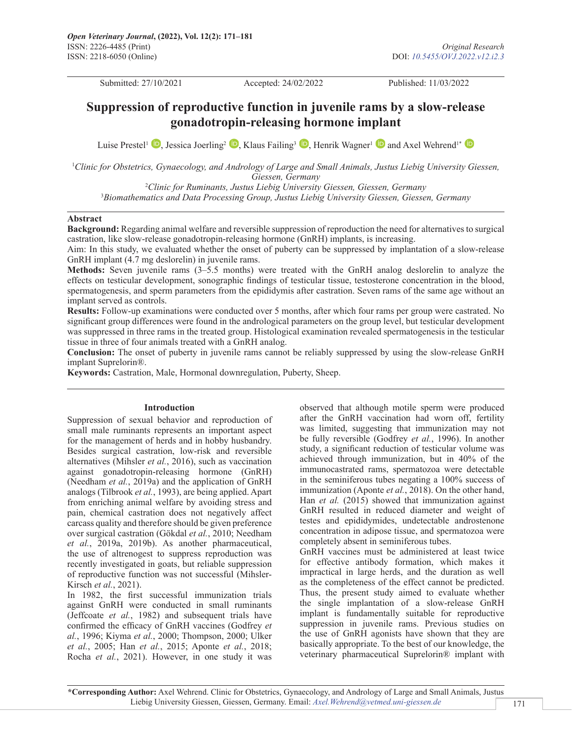*Original Research*

DOI: *10.5455/OVJ.2022.v12.i2.3*

Submitted: 27/10/2021 Accepted: 24/02/2022 Published: 11/03/2022

# Suppression of reproductive function in juvenile rams by a slow-release gonadotropin-releasing hormone implant

Luise Prestel[1], Jessica Joerling[2], Klaus Failing[3], Henrik Wagner[1] and Axel Wehrend[1*]

[1]*Clinic for Obstetrics, Gynaecology, and Andrology of Large and Small Animals, Justus Liebig University Giessen, Giessen, Germany*

[2]*Clinic for Ruminants, Justus Liebig University Giessen, Giessen, Germany*

[3]*Biomathematics and Data Processing Group, Justus Liebig University Giessen, Giessen, Germany*

## Abstract

**Background:** Regarding animal welfare and reversible suppression of reproduction the need for alternatives to surgical castration, like slow-release gonadotropin-releasing hormone (GnRH) implants, is increasing.

Aim: In this study, we evaluated whether the onset of puberty can be suppressed by implantation of a slow-release GnRH implant (4.7 mg deslorelin) in juvenile rams.

**Methods:** Seven juvenile rams (3–5.5 months) were treated with the GnRH analog deslorelin to analyze the effects on testicular development, sonographic findings of testicular tissue, testosterone concentration in the blood, spermatogenesis, and sperm parameters from the epididymis after castration. Seven rams of the same age without an implant served as controls.

**Results:** Follow-up examinations were conducted over 5 months, after which four rams per group were castrated. No significant group differences were found in the andrological parameters on the group level, but testicular development was suppressed in three rams in the treated group. Histological examination revealed spermatogenesis in the testicular tissue in three of four animals treated with a GnRH analog.

**Conclusion:** The onset of puberty in juvenile rams cannot be reliably suppressed by using the slow-release GnRH implant Suprelorin®.

**Keywords:** Castration, Male, Hormonal downregulation, Puberty, Sheep.

## Introduction

Suppression of sexual behavior and reproduction of small male ruminants represents an important aspect for the management of herds and in hobby husbandry. Besides surgical castration, low-risk and reversible alternatives (Mihsler *et al.*, 2016), such as vaccination against gonadotropin-releasing hormone (GnRH) (Needham *et al.*, 2019a) and the application of GnRH analogs (Tilbrook *et al.*, 1993), are being applied. Apart from enriching animal welfare by avoiding stress and pain, chemical castration does not negatively affect carcass quality and therefore should be given preference over surgical castration (Gökdal *et al.*, 2010; Needham *et al.*, 2019a, 2019b). As another pharmaceutical, the use of altrenogest to suppress reproduction was recently investigated in goats, but reliable suppression of reproductive function was not successful (Mihsler-Kirsch *et al.*, 2021).

In 1982, the first successful immunization trials against GnRH were conducted in small ruminants (Jeffcoate *et al.*, 1982) and subsequent trials have confirmed the efficacy of GnRH vaccines (Godfrey *et al.*, 1996; Kiyma *et al.*, 2000; Thompson, 2000; Ulker *et al.*, 2005; Han *et al.*, 2015; Aponte *et al.*, 2018; Rocha *et al.*, 2021). However, in one study it was observed that although motile sperm were produced after the GnRH vaccination had worn off, fertility was limited, suggesting that immunization may not be fully reversible (Godfrey *et al.*, 1996). In another study, a significant reduction of testicular volume was achieved through immunization, but in 40% of the immunocastrated rams, spermatozoa were detectable in the seminiferous tubes negating a 100% success of immunization (Aponte *et al.*, 2018). On the other hand, Han *et al.* (2015) showed that immunization against GnRH resulted in reduced diameter and weight of testes and epididymides, undetectable androstenone concentration in adipose tissue, and spermatozoa were completely absent in seminiferous tubes.

GnRH vaccines must be administered at least twice for effective antibody formation, which makes it impractical in large herds, and the duration as well as the completeness of the effect cannot be predicted. Thus, the present study aimed to evaluate whether the single implantation of a slow-release GnRH implant is fundamentally suitable for reproductive suppression in juvenile rams. Previous studies on the use of GnRH agonists have shown that they are basically appropriate. To the best of our knowledge, the veterinary pharmaceutical Suprelorin® implant with

\*Corresponding Author: Axel Wehrend. Clinic for Obstetrics, Gynaecology, and Andrology of Large and Small Animals, Justus Liebig University Giessen, Giessen, Germany. Email: *Axel.Wehrend@vetmed.uni-giessen.de*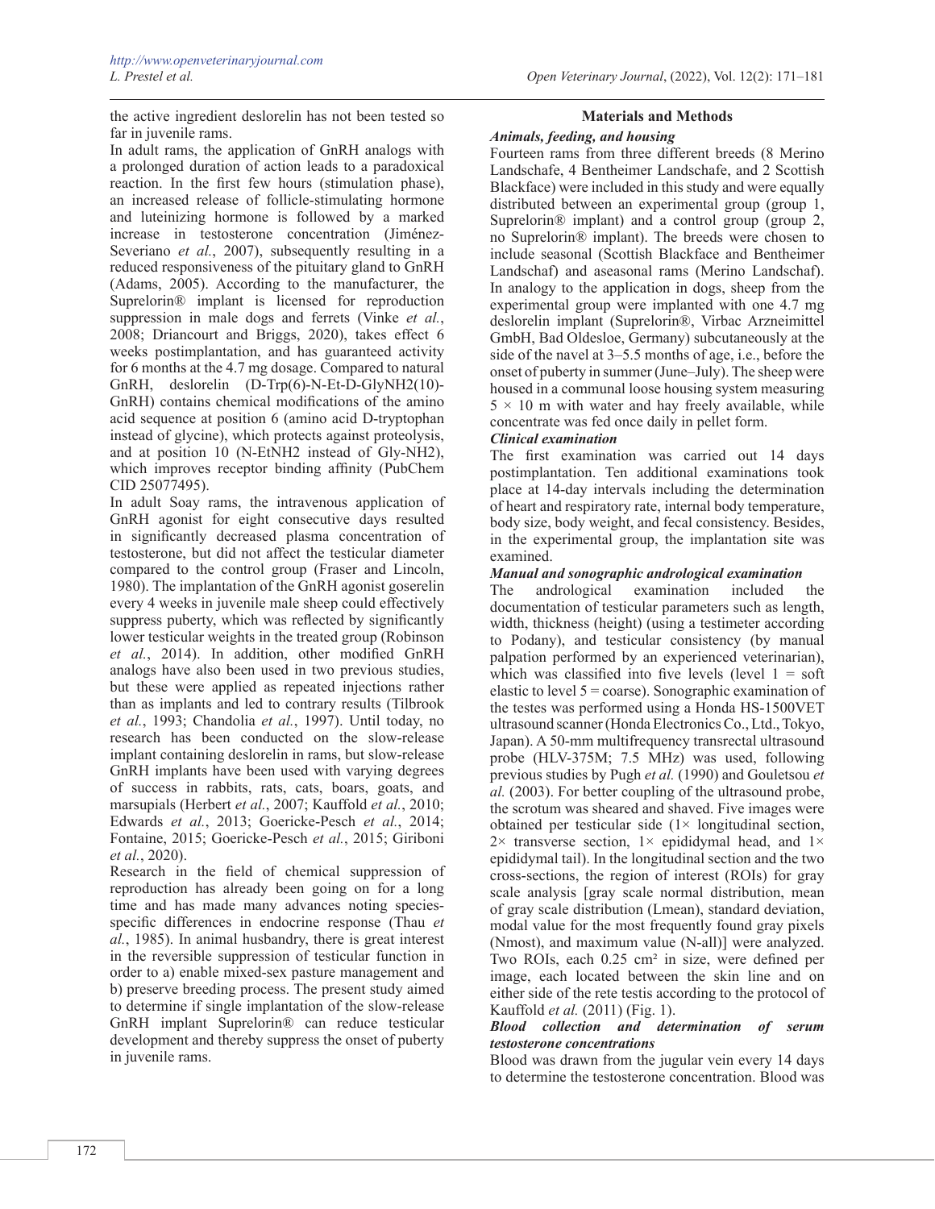the active ingredient deslorelin has not been tested so far in juvenile rams.

In adult rams, the application of GnRH analogs with a prolonged duration of action leads to a paradoxical reaction. In the first few hours (stimulation phase), an increased release of follicle-stimulating hormone and luteinizing hormone is followed by a marked increase in testosterone concentration (Jiménez-Severiano *et al.*, 2007), subsequently resulting in a reduced responsiveness of the pituitary gland to GnRH (Adams, 2005). According to the manufacturer, the Suprelorin® implant is licensed for reproduction suppression in male dogs and ferrets (Vinke *et al.*, 2008; Driancourt and Briggs, 2020), takes effect 6 weeks postimplantation, and has guaranteed activity for 6 months at the 4.7 mg dosage. Compared to natural GnRH, deslorelin (D-Trp(6)-N-Et-D-GlyNH2(10)-GnRH) contains chemical modifications of the amino acid sequence at position 6 (amino acid D-tryptophan instead of glycine), which protects against proteolysis, and at position 10 (N-EtNH2 instead of Gly-NH2), which improves receptor binding affinity (PubChem CID 25077495).

In adult Soay rams, the intravenous application of GnRH agonist for eight consecutive days resulted in significantly decreased plasma concentration of testosterone, but did not affect the testicular diameter compared to the control group (Fraser and Lincoln, 1980). The implantation of the GnRH agonist goserelin every 4 weeks in juvenile male sheep could effectively suppress puberty, which was reflected by significantly lower testicular weights in the treated group (Robinson *et al.*, 2014). In addition, other modified GnRH analogs have also been used in two previous studies, but these were applied as repeated injections rather than as implants and led to contrary results (Tilbrook *et al.*, 1993; Chandolia *et al.*, 1997). Until today, no research has been conducted on the slow-release implant containing deslorelin in rams, but slow-release GnRH implants have been used with varying degrees of success in rabbits, rats, cats, boars, goats, and marsupials (Herbert *et al.*, 2007; Kauffold *et al.*, 2010; Edwards *et al.*, 2013; Goericke-Pesch *et al.*, 2014; Fontaine, 2015; Goericke-Pesch *et al.*, 2015; Giriboni *et al.*, 2020).

Research in the field of chemical suppression of reproduction has already been going on for a long time and has made many advances noting species-specific differences in endocrine response (Thau *et al.*, 1985). In animal husbandry, there is great interest in the reversible suppression of testicular function in order to a) enable mixed-sex pasture management and b) preserve breeding process. The present study aimed to determine if single implantation of the slow-release GnRH implant Suprelorin® can reduce testicular development and thereby suppress the onset of puberty in juvenile rams.

## Materials and Methods

### *Animals, feeding, and housing*

Fourteen rams from three different breeds (8 Merino Landschafe, 4 Bentheimer Landschafe, and 2 Scottish Blackface) were included in this study and were equally distributed between an experimental group (group 1, Suprelorin® implant) and a control group (group 2, no Suprelorin® implant). The breeds were chosen to include seasonal (Scottish Blackface and Bentheimer Landschaf) and aseasonal rams (Merino Landschaf). In analogy to the application in dogs, sheep from the experimental group were implanted with one 4.7 mg deslorelin implant (Suprelorin®, Virbac Arzneimittel GmbH, Bad Oldesloe, Germany) subcutaneously at the side of the navel at 3–5.5 months of age, i.e., before the onset of puberty in summer (June–July). The sheep were housed in a communal loose housing system measuring 5 × 10 m with water and hay freely available, while concentrate was fed once daily in pellet form.

### *Clinical examination*

The first examination was carried out 14 days postimplantation. Ten additional examinations took place at 14-day intervals including the determination of heart and respiratory rate, internal body temperature, body size, body weight, and fecal consistency. Besides, in the experimental group, the implantation site was examined.

### *Manual and sonographic andrological examination*

The andrological examination included the documentation of testicular parameters such as length, width, thickness (height) (using a testimeter according to Podany), and testicular consistency (by manual palpation performed by an experienced veterinarian), which was classified into five levels (level 1 = soft elastic to level 5 = coarse). Sonographic examination of the testes was performed using a Honda HS-1500VET ultrasound scanner (Honda Electronics Co., Ltd., Tokyo, Japan). A 50-mm multifrequency transrectal ultrasound probe (HLV-375M; 7.5 MHz) was used, following previous studies by Pugh *et al.* (1990) and Gouletsou *et al.* (2003). For better coupling of the ultrasound probe, the scrotum was sheared and shaved. Five images were obtained per testicular side (1× longitudinal section, 2× transverse section, 1× epididymal head, and 1× epididymal tail). In the longitudinal section and the two cross-sections, the region of interest (ROIs) for gray scale analysis [gray scale normal distribution, mean of gray scale distribution (Lmean), standard deviation, modal value for the most frequently found gray pixels (Nmost), and maximum value (N-all)] were analyzed. Two ROIs, each 0.25 cm² in size, were defined per image, each located between the skin line and on either side of the rete testis according to the protocol of Kauffold *et al.* (2011) (Fig. 1).

### *Blood collection and determination of serum testosterone concentrations*

Blood was drawn from the jugular vein every 14 days to determine the testosterone concentration. Blood was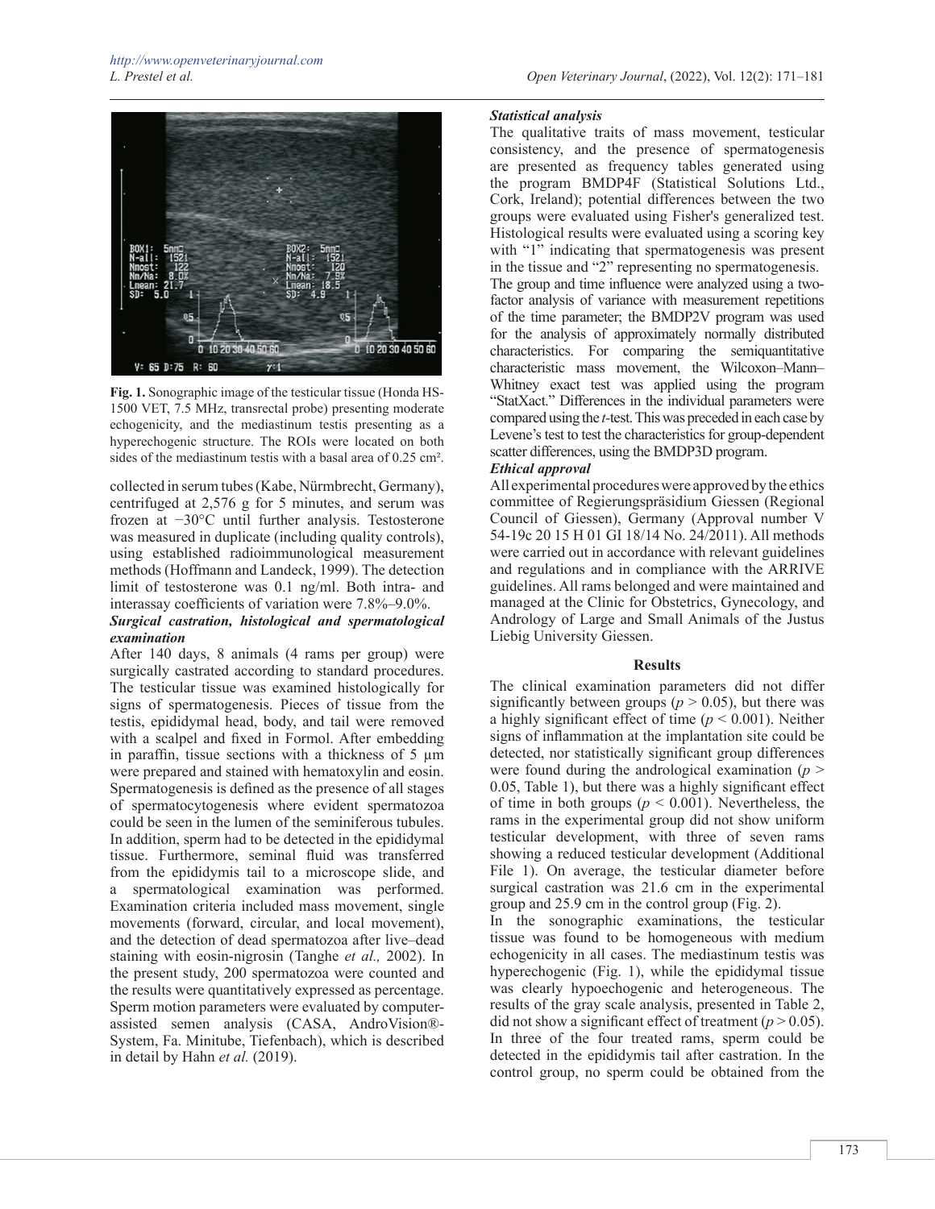Fig. 1. Sonographic image of the testicular tissue (Honda HS-1500 VET, 7.5 MHz, transrectal probe) presenting moderate echogenicity, and the mediastinum testis presenting as a hyperechogenic structure. The ROIs were located on both sides of the mediastinum testis with a basal area of 0.25 cm².

collected in serum tubes (Kabe, Nürmbrecht, Germany), centrifuged at 2,576 g for 5 minutes, and serum was frozen at −30°C until further analysis. Testosterone was measured in duplicate (including quality controls), using established radioimmunological measurement methods (Hoffmann and Landeck, 1999). The detection limit of testosterone was 0.1 ng/ml. Both intra- and interassay coefficients of variation were 7.8%–9.0%.

### *Surgical castration, histological and spermatological examination*

After 140 days, 8 animals (4 rams per group) were surgically castrated according to standard procedures. The testicular tissue was examined histologically for signs of spermatogenesis. Pieces of tissue from the testis, epididymal head, body, and tail were removed with a scalpel and fixed in Formol. After embedding in paraffin, tissue sections with a thickness of 5 µm were prepared and stained with hematoxylin and eosin. Spermatogenesis is defined as the presence of all stages of spermatocytogenesis where evident spermatozoa could be seen in the lumen of the seminiferous tubules. In addition, sperm had to be detected in the epididymal tissue. Furthermore, seminal fluid was transferred from the epididymis tail to a microscope slide, and a spermatological examination was performed. Examination criteria included mass movement, single movements (forward, circular, and local movement), and the detection of dead spermatozoa after live–dead staining with eosin-nigrosin (Tanghe *et al.,* 2002). In the present study, 200 spermatozoa were counted and the results were quantitatively expressed as percentage. Sperm motion parameters were evaluated by computer-assisted semen analysis (CASA, AndroVision®-System, Fa. Minitube, Tiefenbach), which is described in detail by Hahn *et al.* (2019).

### *Statistical analysis*

The qualitative traits of mass movement, testicular consistency, and the presence of spermatogenesis are presented as frequency tables generated using the program BMDP4F (Statistical Solutions Ltd., Cork, Ireland); potential differences between the two groups were evaluated using Fisher's generalized test. Histological results were evaluated using a scoring key with "1" indicating that spermatogenesis was present in the tissue and "2" representing no spermatogenesis.

The group and time influence were analyzed using a two-factor analysis of variance with measurement repetitions of the time parameter; the BMDP2V program was used for the analysis of approximately normally distributed characteristics. For comparing the semiquantitative characteristic mass movement, the Wilcoxon–Mann–Whitney exact test was applied using the program "StatXact." Differences in the individual parameters were compared using the *t*-test. This was preceded in each case by Levene's test to test the characteristics for group-dependent scatter differences, using the BMDP3D program.

### *Ethical approval*

All experimental procedures were approved by the ethics committee of Regierungspräsidium Giessen (Regional Council of Giessen), Germany (Approval number V 54-19c 20 15 H 01 GI 18/14 No. 24/2011). All methods were carried out in accordance with relevant guidelines and regulations and in compliance with the ARRIVE guidelines. All rams belonged and were maintained and managed at the Clinic for Obstetrics, Gynecology, and Andrology of Large and Small Animals of the Justus Liebig University Giessen.

## Results

The clinical examination parameters did not differ significantly between groups ($p > 0.05$), but there was a highly significant effect of time ($p < 0.001$). Neither signs of inflammation at the implantation site could be detected, nor statistically significant group differences were found during the andrological examination ($p > 0.05$, Table 1), but there was a highly significant effect of time in both groups ($p < 0.001$). Nevertheless, the rams in the experimental group did not show uniform testicular development, with three of seven rams showing a reduced testicular development (Additional File 1). On average, the testicular diameter before surgical castration was 21.6 cm in the experimental group and 25.9 cm in the control group (Fig. 2).

In the sonographic examinations, the testicular tissue was found to be homogeneous with medium echogenicity in all cases. The mediastinum testis was hyperechogenic (Fig. 1), while the epididymal tissue was clearly hypoechogenic and heterogeneous. The results of the gray scale analysis, presented in Table 2, did not show a significant effect of treatment ($p > 0.05$). In three of the four treated rams, sperm could be detected in the epididymis tail after castration. In the control group, no sperm could be obtained from the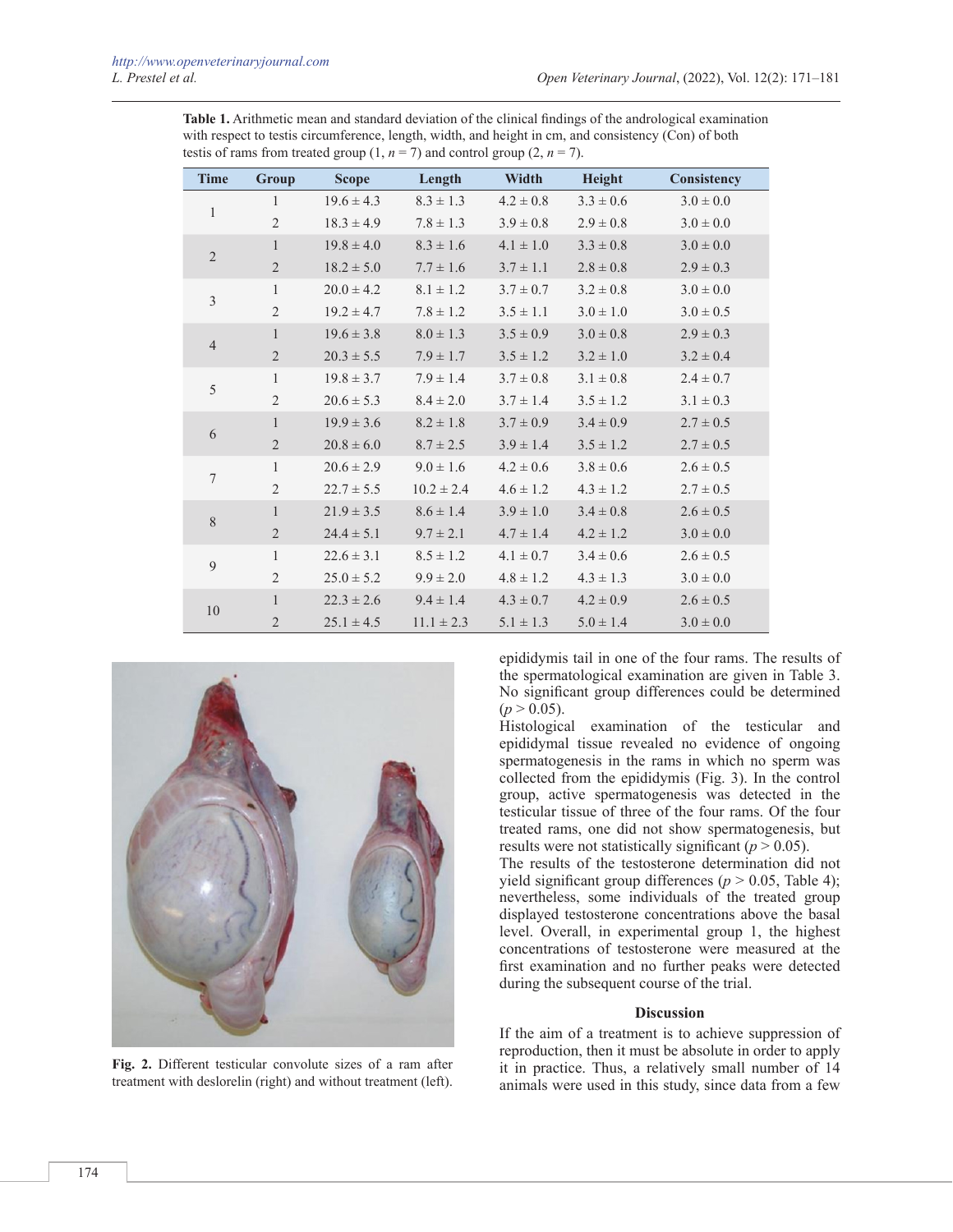**Table 1.** Arithmetic mean and standard deviation of the clinical findings of the andrological examination with respect to testis circumference, length, width, and height in cm, and consistency (Con) of both testis of rams from treated group (1, $n = 7$) and control group (2, $n = 7$).

| Time | Group | Scope | Length | Width | Height | Consistency |
|---|---|---|---|---|---|---|
| 1 | 1 | 19.6 ± 4.3 | 8.3 ± 1.3 | 4.2 ± 0.8 | 3.3 ± 0.6 | 3.0 ± 0.0 |
| | 2 | 18.3 ± 4.9 | 7.8 ± 1.3 | 3.9 ± 0.8 | 2.9 ± 0.8 | 3.0 ± 0.0 |
| 2 | 1 | 19.8 ± 4.0 | 8.3 ± 1.6 | 4.1 ± 1.0 | 3.3 ± 0.8 | 3.0 ± 0.0 |
| | 2 | 18.2 ± 5.0 | 7.7 ± 1.6 | 3.7 ± 1.1 | 2.8 ± 0.8 | 2.9 ± 0.3 |
| 3 | 1 | 20.0 ± 4.2 | 8.1 ± 1.2 | 3.7 ± 0.7 | 3.2 ± 0.8 | 3.0 ± 0.0 |
| | 2 | 19.2 ± 4.7 | 7.8 ± 1.2 | 3.5 ± 1.1 | 3.0 ± 1.0 | 3.0 ± 0.5 |
| 4 | 1 | 19.6 ± 3.8 | 8.0 ± 1.3 | 3.5 ± 0.9 | 3.0 ± 0.8 | 2.9 ± 0.3 |
| | 2 | 20.3 ± 5.5 | 7.9 ± 1.7 | 3.5 ± 1.2 | 3.2 ± 1.0 | 3.2 ± 0.4 |
| 5 | 1 | 19.8 ± 3.7 | 7.9 ± 1.4 | 3.7 ± 0.8 | 3.1 ± 0.8 | 2.4 ± 0.7 |
| | 2 | 20.6 ± 5.3 | 8.4 ± 2.0 | 3.7 ± 1.4 | 3.5 ± 1.2 | 3.1 ± 0.3 |
| 6 | 1 | 19.9 ± 3.6 | 8.2 ± 1.8 | 3.7 ± 0.9 | 3.4 ± 0.9 | 2.7 ± 0.5 |
| | 2 | 20.8 ± 6.0 | 8.7 ± 2.5 | 3.9 ± 1.4 | 3.5 ± 1.2 | 2.7 ± 0.5 |
| 7 | 1 | 20.6 ± 2.9 | 9.0 ± 1.6 | 4.2 ± 0.6 | 3.8 ± 0.6 | 2.6 ± 0.5 |
| | 2 | 22.7 ± 5.5 | 10.2 ± 2.4 | 4.6 ± 1.2 | 4.3 ± 1.2 | 2.7 ± 0.5 |
| 8 | 1 | 21.9 ± 3.5 | 8.6 ± 1.4 | 3.9 ± 1.0 | 3.4 ± 0.8 | 2.6 ± 0.5 |
| | 2 | 24.4 ± 5.1 | 9.7 ± 2.1 | 4.7 ± 1.4 | 4.2 ± 1.2 | 3.0 ± 0.0 |
| 9 | 1 | 22.6 ± 3.1 | 8.5 ± 1.2 | 4.1 ± 0.7 | 3.4 ± 0.6 | 2.6 ± 0.5 |
| | 2 | 25.0 ± 5.2 | 9.9 ± 2.0 | 4.8 ± 1.2 | 4.3 ± 1.3 | 3.0 ± 0.0 |
| 10 | 1 | 22.3 ± 2.6 | 9.4 ± 1.4 | 4.3 ± 0.7 | 4.2 ± 0.9 | 2.6 ± 0.5 |
| | 2 | 25.1 ± 4.5 | 11.1 ± 2.3 | 5.1 ± 1.3 | 5.0 ± 1.4 | 3.0 ± 0.0 |

**Fig. 2.** Different testicular convolute sizes of a ram after treatment with deslorelin (right) and without treatment (left).

epididymis tail in one of the four rams. The results of the spermatological examination are given in Table 3. No significant group differences could be determined ($p > 0.05$).

Histological examination of the testicular and epididymal tissue revealed no evidence of ongoing spermatogenesis in the rams in which no sperm was collected from the epididymis (Fig. 3). In the control group, active spermatogenesis was detected in the testicular tissue of three of the four rams. Of the four treated rams, one did not show spermatogenesis, but results were not statistically significant ($p > 0.05$).

The results of the testosterone determination did not yield significant group differences ($p > 0.05$, Table 4); nevertheless, some individuals of the treated group displayed testosterone concentrations above the basal level. Overall, in experimental group 1, the highest concentrations of testosterone were measured at the first examination and no further peaks were detected during the subsequent course of the trial.

## Discussion

If the aim of a treatment is to achieve suppression of reproduction, then it must be absolute in order to apply it in practice. Thus, a relatively small number of 14 animals were used in this study, since data from a few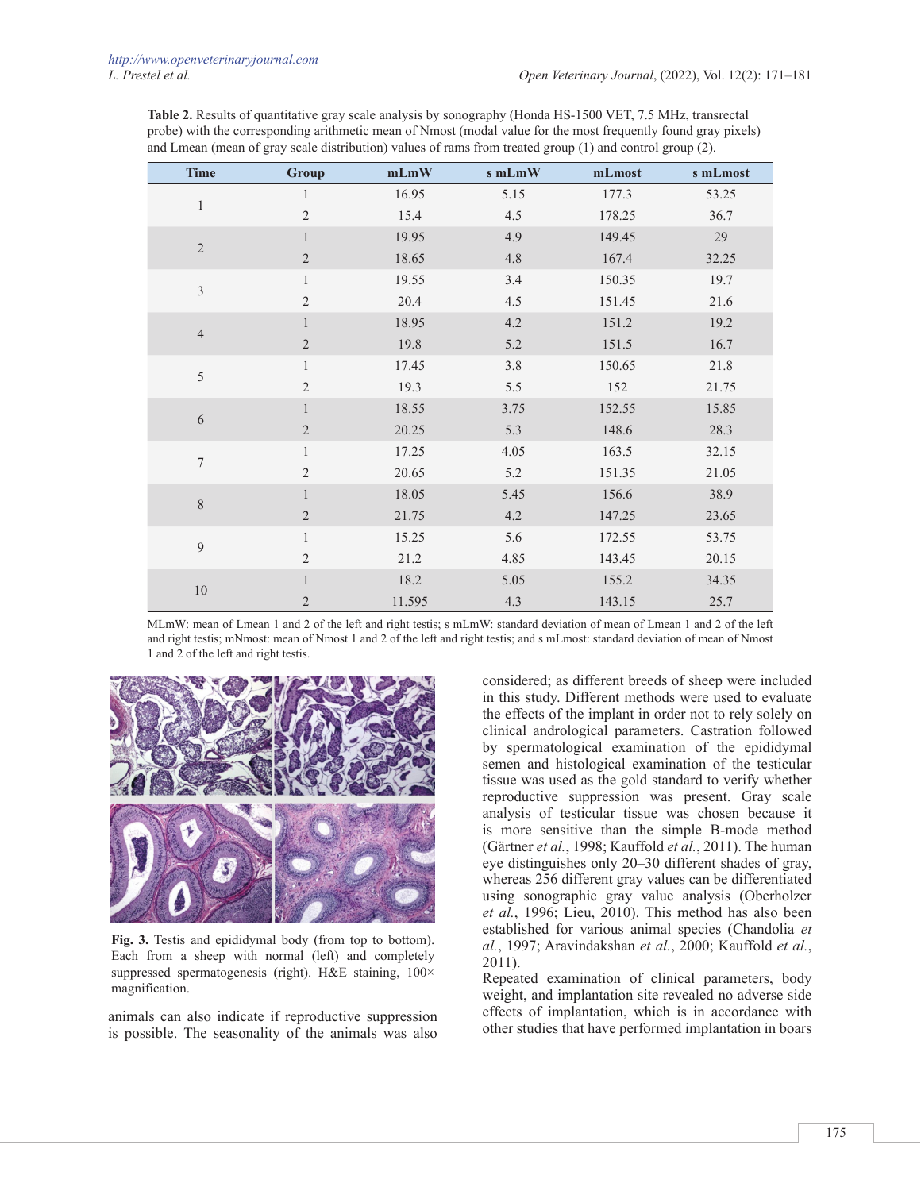**Table 2.** Results of quantitative gray scale analysis by sonography (Honda HS-1500 VET, 7.5 MHz, transrectal probe) with the corresponding arithmetic mean of Nmost (modal value for the most frequently found gray pixels) and Lmean (mean of gray scale distribution) values of rams from treated group (1) and control group (2).

| Time | Group | mLmW | s mLmW | mLmost | s mLmost |
|---|---|---|---|---|---|
| 1 | 1 | 16.95 | 5.15 | 177.3 | 53.25 |
| | 2 | 15.4 | 4.5 | 178.25 | 36.7 |
| 2 | 1 | 19.95 | 4.9 | 149.45 | 29 |
| | 2 | 18.65 | 4.8 | 167.4 | 32.25 |
| 3 | 1 | 19.55 | 3.4 | 150.35 | 19.7 |
| | 2 | 20.4 | 4.5 | 151.45 | 21.6 |
| 4 | 1 | 18.95 | 4.2 | 151.2 | 19.2 |
| | 2 | 19.8 | 5.2 | 151.5 | 16.7 |
| 5 | 1 | 17.45 | 3.8 | 150.65 | 21.8 |
| | 2 | 19.3 | 5.5 | 152 | 21.75 |
| 6 | 1 | 18.55 | 3.75 | 152.55 | 15.85 |
| | 2 | 20.25 | 5.3 | 148.6 | 28.3 |
| 7 | 1 | 17.25 | 4.05 | 163.5 | 32.15 |
| | 2 | 20.65 | 5.2 | 151.35 | 21.05 |
| 8 | 1 | 18.05 | 5.45 | 156.6 | 38.9 |
| | 2 | 21.75 | 4.2 | 147.25 | 23.65 |
| 9 | 1 | 15.25 | 5.6 | 172.55 | 53.75 |
| | 2 | 21.2 | 4.85 | 143.45 | 20.15 |
| 10 | 1 | 18.2 | 5.05 | 155.2 | 34.35 |
| | 2 | 11.595 | 4.3 | 143.15 | 25.7 |

MLmW: mean of Lmean 1 and 2 of the left and right testis; s mLmW: standard deviation of mean of Lmean 1 and 2 of the left and right testis; mNmost: mean of Nmost 1 and 2 of the left and right testis; and s mLmost: standard deviation of mean of Nmost 1 and 2 of the left and right testis.

**Fig. 3.** Testis and epididymal body (from top to bottom). Each from a sheep with normal (left) and completely suppressed spermatogenesis (right). H&E staining, 100× magnification.

animals can also indicate if reproductive suppression is possible. The seasonality of the animals was also considered; as different breeds of sheep were included in this study. Different methods were used to evaluate the effects of the implant in order not to rely solely on clinical andrological parameters. Castration followed by spermatological examination of the epididymal semen and histological examination of the testicular tissue was used as the gold standard to verify whether reproductive suppression was present. Gray scale analysis of testicular tissue was chosen because it is more sensitive than the simple B-mode method (Gärtner *et al.*, 1998; Kauffold *et al.*, 2011). The human eye distinguishes only 20–30 different shades of gray, whereas 256 different gray values can be differentiated using sonographic gray value analysis (Oberholzer *et al.*, 1996; Lieu, 2010). This method has also been established for various animal species (Chandolia *et al.*, 1997; Aravindakshan *et al.*, 2000; Kauffold *et al.*, 2011).

Repeated examination of clinical parameters, body weight, and implantation site revealed no adverse side effects of implantation, which is in accordance with other studies that have performed implantation in boars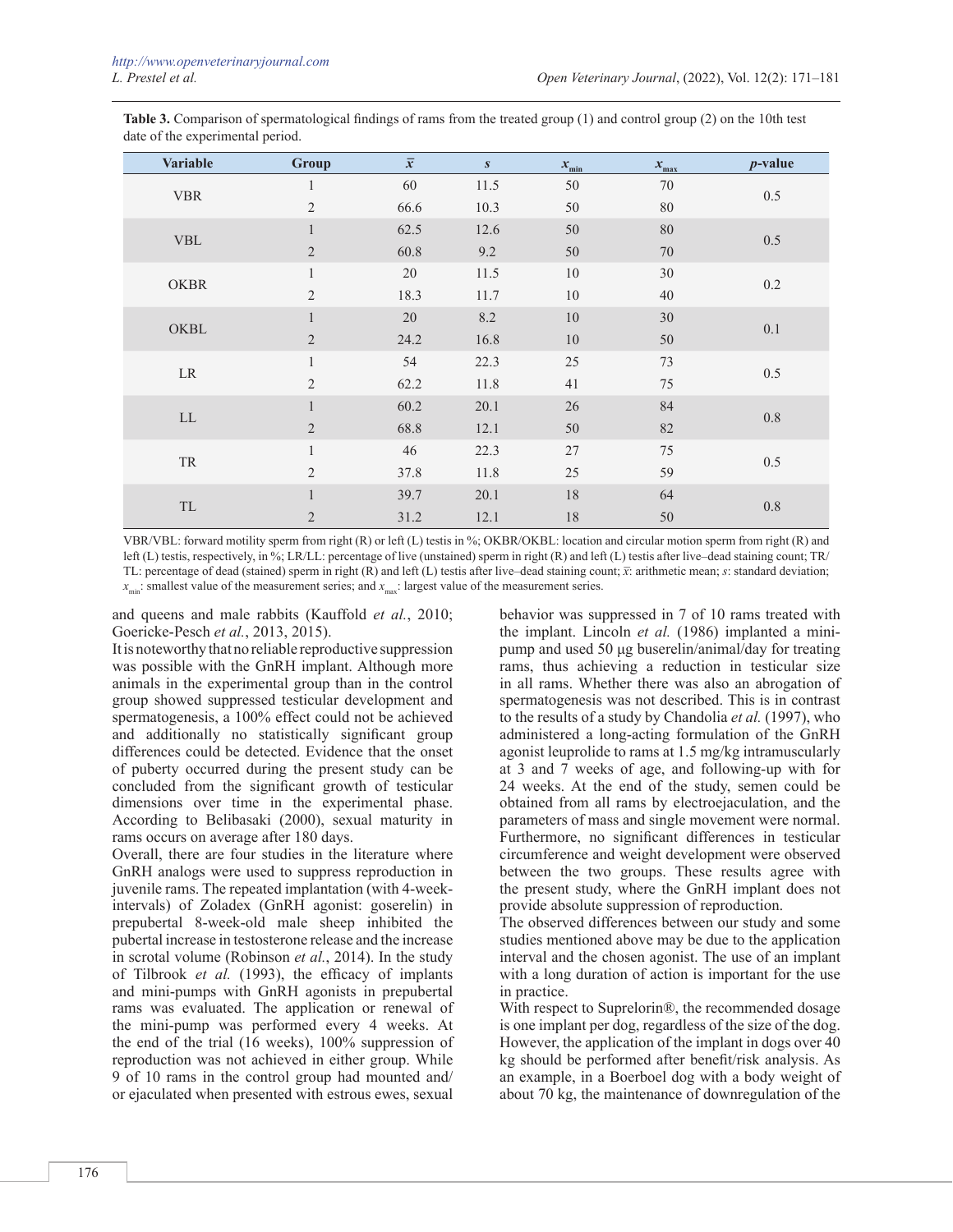**Table 3.** Comparison of spermatological findings of rams from the treated group (1) and control group (2) on the 10th test date of the experimental period.

| Variable | Group | $\bar{x}$ | $s$ | $x_{min}$ | $x_{max}$ | $p$-value |
|---|---|---|---|---|---|---|
| VBR | 1 | 60 | 11.5 | 50 | 70 | 0.5 |
| | 2 | 66.6 | 10.3 | 50 | 80 | |
| VBL | 1 | 62.5 | 12.6 | 50 | 80 | 0.5 |
| | 2 | 60.8 | 9.2 | 50 | 70 | |
| OKBR | 1 | 20 | 11.5 | 10 | 30 | 0.2 |
| | 2 | 18.3 | 11.7 | 10 | 40 | |
| OKBL | 1 | 20 | 8.2 | 10 | 30 | 0.1 |
| | 2 | 24.2 | 16.8 | 10 | 50 | |
| LR | 1 | 54 | 22.3 | 25 | 73 | 0.5 |
| | 2 | 62.2 | 11.8 | 41 | 75 | |
| LL | 1 | 60.2 | 20.1 | 26 | 84 | 0.8 |
| | 2 | 68.8 | 12.1 | 50 | 82 | |
| TR | 1 | 46 | 22.3 | 27 | 75 | 0.5 |
| | 2 | 37.8 | 11.8 | 25 | 59 | |
| TL | 1 | 39.7 | 20.1 | 18 | 64 | 0.8 |
| | 2 | 31.2 | 12.1 | 18 | 50 | |

VBR/VBL: forward motility sperm from right (R) or left (L) testis in %; OKBR/OKBL: location and circular motion sperm from right (R) and left (L) testis, respectively, in %; LR/LL: percentage of live (unstained) sperm in right (R) and left (L) testis after live–dead staining count; TR/TL: percentage of dead (stained) sperm in right (R) and left (L) testis after live–dead staining count; $\bar{x}$: arithmetic mean; $s$: standard deviation; $x_{min}$: smallest value of the measurement series; and $x_{max}$: largest value of the measurement series.

and queens and male rabbits (Kauffold *et al.*, 2010; Goericke-Pesch *et al.*, 2013, 2015).

It is noteworthy that no reliable reproductive suppression was possible with the GnRH implant. Although more animals in the experimental group than in the control group showed suppressed testicular development and spermatogenesis, a 100% effect could not be achieved and additionally no statistically significant group differences could be detected. Evidence that the onset of puberty occurred during the present study can be concluded from the significant growth of testicular dimensions over time in the experimental phase. According to Belibasaki (2000), sexual maturity in rams occurs on average after 180 days.

Overall, there are four studies in the literature where GnRH analogs were used to suppress reproduction in juvenile rams. The repeated implantation (with 4-week-intervals) of Zoladex (GnRH agonist: goserelin) in prepubertal 8-week-old male sheep inhibited the pubertal increase in testosterone release and the increase in scrotal volume (Robinson *et al.*, 2014). In the study of Tilbrook *et al.* (1993), the efficacy of implants and mini-pumps with GnRH agonists in prepubertal rams was evaluated. The application or renewal of the mini-pump was performed every 4 weeks. At the end of the trial (16 weeks), 100% suppression of reproduction was not achieved in either group. While 9 of 10 rams in the control group had mounted and/or ejaculated when presented with estrous ewes, sexual behavior was suppressed in 7 of 10 rams treated with the implant. Lincoln *et al.* (1986) implanted a mini-pump and used 50 µg buserelin/animal/day for treating rams, thus achieving a reduction in testicular size in all rams. Whether there was also an abrogation of spermatogenesis was not described. This is in contrast to the results of a study by Chandolia *et al.* (1997), who administered a long-acting formulation of the GnRH agonist leuprolide to rams at 1.5 mg/kg intramuscularly at 3 and 7 weeks of age, and following-up with for 24 weeks. At the end of the study, semen could be obtained from all rams by electroejaculation, and the parameters of mass and single movement were normal. Furthermore, no significant differences in testicular circumference and weight development were observed between the two groups. These results agree with the present study, where the GnRH implant does not provide absolute suppression of reproduction.

The observed differences between our study and some studies mentioned above may be due to the application interval and the chosen agonist. The use of an implant with a long duration of action is important for the use in practice.

With respect to Suprelorin®, the recommended dosage is one implant per dog, regardless of the size of the dog. However, the application of the implant in dogs over 40 kg should be performed after benefit/risk analysis. As an example, in a Boerboel dog with a body weight of about 70 kg, the maintenance of downregulation of the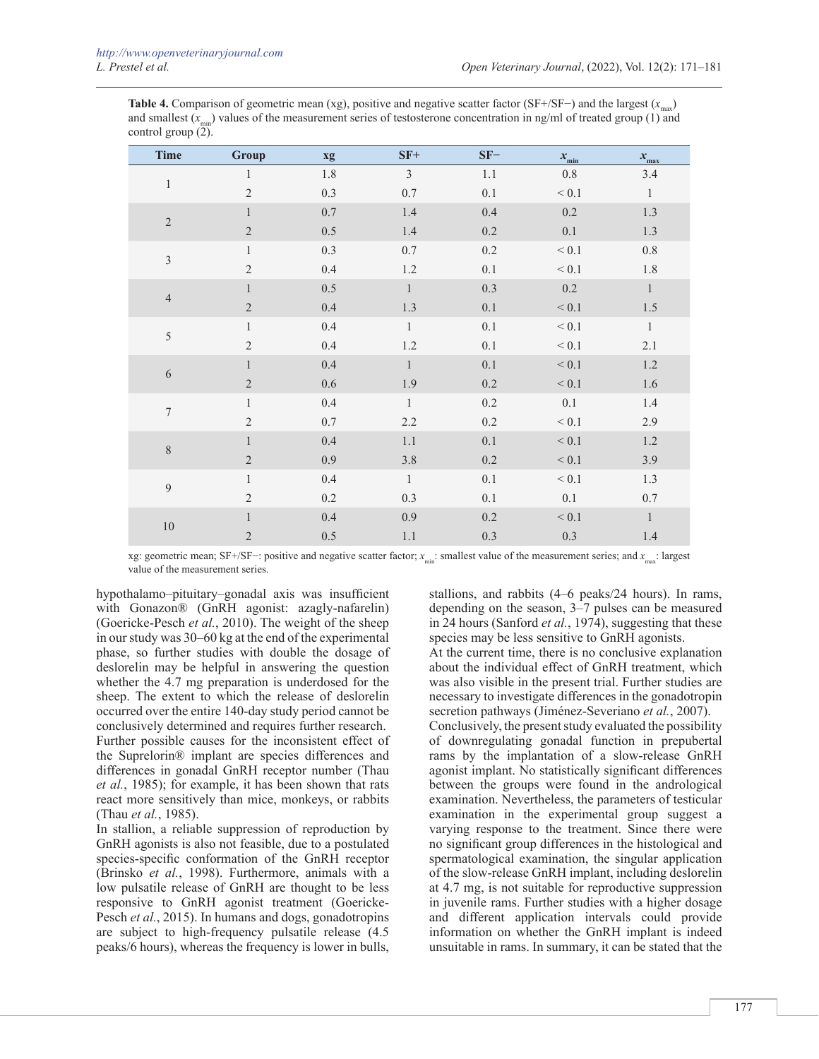**Table 4.** Comparison of geometric mean (xg), positive and negative scatter factor (SF+/SF−) and the largest ($x_{max}$) and smallest ($x_{min}$) values of the measurement series of testosterone concentration in ng/ml of treated group (1) and control group (2).

| Time | Group | xg | SF+ | SF− | $x_{min}$ | $x_{max}$ |
|---|---|---|---|---|---|---|
| 1 | 1 | 1.8 | 3 | 1.1 | 0.8 | 3.4 |
| | 2 | 0.3 | 0.7 | 0.1 | < 0.1 | 1 |
| 2 | 1 | 0.7 | 1.4 | 0.4 | 0.2 | 1.3 |
| | 2 | 0.5 | 1.4 | 0.2 | 0.1 | 1.3 |
| 3 | 1 | 0.3 | 0.7 | 0.2 | < 0.1 | 0.8 |
| | 2 | 0.4 | 1.2 | 0.1 | < 0.1 | 1.8 |
| 4 | 1 | 0.5 | 1 | 0.3 | 0.2 | 1 |
| | 2 | 0.4 | 1.3 | 0.1 | < 0.1 | 1.5 |
| 5 | 1 | 0.4 | 1 | 0.1 | < 0.1 | 1 |
| | 2 | 0.4 | 1.2 | 0.1 | < 0.1 | 2.1 |
| 6 | 1 | 0.4 | 1 | 0.1 | < 0.1 | 1.2 |
| | 2 | 0.6 | 1.9 | 0.2 | < 0.1 | 1.6 |
| 7 | 1 | 0.4 | 1 | 0.2 | 0.1 | 1.4 |
| | 2 | 0.7 | 2.2 | 0.2 | < 0.1 | 2.9 |
| 8 | 1 | 0.4 | 1.1 | 0.1 | < 0.1 | 1.2 |
| | 2 | 0.9 | 3.8 | 0.2 | < 0.1 | 3.9 |
| 9 | 1 | 0.4 | 1 | 0.1 | < 0.1 | 1.3 |
| | 2 | 0.2 | 0.3 | 0.1 | 0.1 | 0.7 |
| 10 | 1 | 0.4 | 0.9 | 0.2 | < 0.1 | 1 |
| | 2 | 0.5 | 1.1 | 0.3 | 0.3 | 1.4 |

xg: geometric mean; SF+/SF−: positive and negative scatter factor; $x_{min}$: smallest value of the measurement series; and $x_{max}$: largest value of the measurement series.

hypothalamo–pituitary–gonadal axis was insufficient with Gonazon® (GnRH agonist: azagly-nafarelin) (Goericke-Pesch *et al.*, 2010). The weight of the sheep in our study was 30–60 kg at the end of the experimental phase, so further studies with double the dosage of deslorelin may be helpful in answering the question whether the 4.7 mg preparation is underdosed for the sheep. The extent to which the release of deslorelin occurred over the entire 140-day study period cannot be conclusively determined and requires further research.

Further possible causes for the inconsistent effect of the Suprelorin® implant are species differences and differences in gonadal GnRH receptor number (Thau *et al.*, 1985); for example, it has been shown that rats react more sensitively than mice, monkeys, or rabbits (Thau *et al.*, 1985).

In stallion, a reliable suppression of reproduction by GnRH agonists is also not feasible, due to a postulated species-specific conformation of the GnRH receptor (Brinsko *et al.*, 1998). Furthermore, animals with a low pulsatile release of GnRH are thought to be less responsive to GnRH agonist treatment (Goericke-Pesch *et al.*, 2015). In humans and dogs, gonadotropins are subject to high-frequency pulsatile release (4.5 peaks/6 hours), whereas the frequency is lower in bulls, stallions, and rabbits (4–6 peaks/24 hours). In rams, depending on the season, 3–7 pulses can be measured in 24 hours (Sanford *et al.*, 1974), suggesting that these species may be less sensitive to GnRH agonists.

At the current time, there is no conclusive explanation about the individual effect of GnRH treatment, which was also visible in the present trial. Further studies are necessary to investigate differences in the gonadotropin secretion pathways (Jiménez-Severiano *et al.*, 2007).

Conclusively, the present study evaluated the possibility of downregulating gonadal function in prepubertal rams by the implantation of a slow-release GnRH agonist implant. No statistically significant differences between the groups were found in the andrological examination. Nevertheless, the parameters of testicular examination in the experimental group suggest a varying response to the treatment. Since there were no significant group differences in the histological and spermatological examination, the singular application of the slow-release GnRH implant, including deslorelin at 4.7 mg, is not suitable for reproductive suppression in juvenile rams. Further studies with a higher dosage and different application intervals could provide information on whether the GnRH implant is indeed unsuitable in rams. In summary, it can be stated that the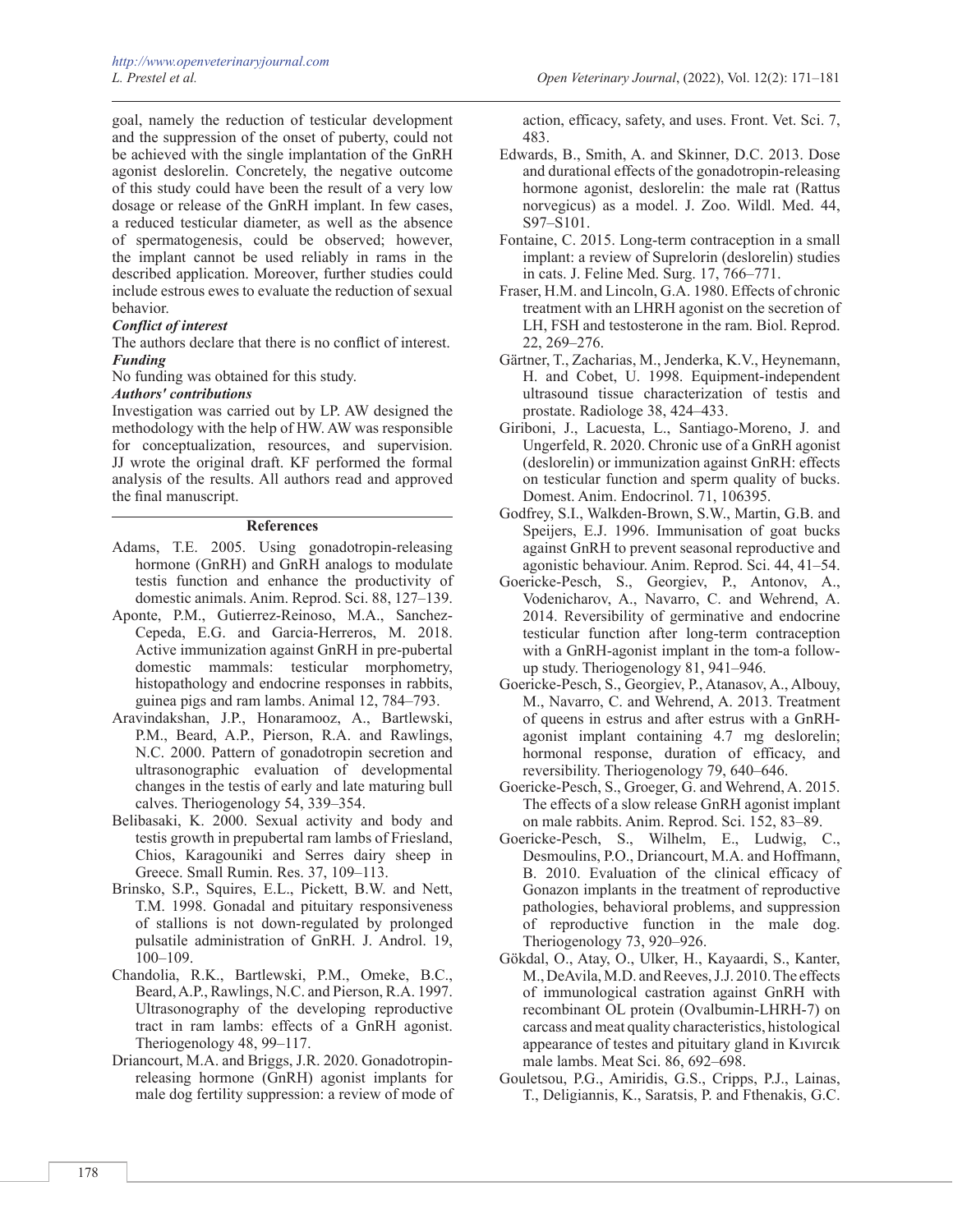goal, namely the reduction of testicular development and the suppression of the onset of puberty, could not be achieved with the single implantation of the GnRH agonist deslorelin. Concretely, the negative outcome of this study could have been the result of a very low dosage or release of the GnRH implant. In few cases, a reduced testicular diameter, as well as the absence of spermatogenesis, could be observed; however, the implant cannot be used reliably in rams in the described application. Moreover, further studies could include estrous ewes to evaluate the reduction of sexual behavior.

***Conflict of interest***

The authors declare that there is no conflict of interest.

***Funding***

No funding was obtained for this study.

***Authors' contributions***

Investigation was carried out by LP. AW designed the methodology with the help of HW. AW was responsible for conceptualization, resources, and supervision. JJ wrote the original draft. KF performed the formal analysis of the results. All authors read and approved the final manuscript.

## References

Adams, T.E. 2005. Using gonadotropin-releasing hormone (GnRH) and GnRH analogs to modulate testis function and enhance the productivity of domestic animals. Anim. Reprod. Sci. 88, 127–139.

Aponte, P.M., Gutierrez-Reinoso, M.A., Sanchez-Cepeda, E.G. and Garcia-Herreros, M. 2018. Active immunization against GnRH in pre-pubertal domestic mammals: testicular morphometry, histopathology and endocrine responses in rabbits, guinea pigs and ram lambs. Animal 12, 784–793.

Aravindakshan, J.P., Honaramooz, A., Bartlewski, P.M., Beard, A.P., Pierson, R.A. and Rawlings, N.C. 2000. Pattern of gonadotropin secretion and ultrasonographic evaluation of developmental changes in the testis of early and late maturing bull calves. Theriogenology 54, 339–354.

Belibasaki, K. 2000. Sexual activity and body and testis growth in prepubertal ram lambs of Friesland, Chios, Karagouniki and Serres dairy sheep in Greece. Small Rumin. Res. 37, 109–113.

Brinsko, S.P., Squires, E.L., Pickett, B.W. and Nett, T.M. 1998. Gonadal and pituitary responsiveness of stallions is not down-regulated by prolonged pulsatile administration of GnRH. J. Androl. 19, 100–109.

Chandolia, R.K., Bartlewski, P.M., Omeke, B.C., Beard, A.P., Rawlings, N.C. and Pierson, R.A. 1997. Ultrasonography of the developing reproductive tract in ram lambs: effects of a GnRH agonist. Theriogenology 48, 99–117.

Driancourt, M.A. and Briggs, J.R. 2020. Gonadotropin-releasing hormone (GnRH) agonist implants for male dog fertility suppression: a review of mode of action, efficacy, safety, and uses. Front. Vet. Sci. 7, 483.

Edwards, B., Smith, A. and Skinner, D.C. 2013. Dose and durational effects of the gonadotropin-releasing hormone agonist, deslorelin: the male rat (Rattus norvegicus) as a model. J. Zoo. Wildl. Med. 44, S97–S101.

Fontaine, C. 2015. Long-term contraception in a small implant: a review of Suprelorin (deslorelin) studies in cats. J. Feline Med. Surg. 17, 766–771.

Fraser, H.M. and Lincoln, G.A. 1980. Effects of chronic treatment with an LHRH agonist on the secretion of LH, FSH and testosterone in the ram. Biol. Reprod. 22, 269–276.

Gärtner, T., Zacharias, M., Jenderka, K.V., Heynemann, H. and Cobet, U. 1998. Equipment-independent ultrasound tissue characterization of testis and prostate. Radiologe 38, 424–433.

Giriboni, J., Lacuesta, L., Santiago-Moreno, J. and Ungerfeld, R. 2020. Chronic use of a GnRH agonist (deslorelin) or immunization against GnRH: effects on testicular function and sperm quality of bucks. Domest. Anim. Endocrinol. 71, 106395.

Godfrey, S.I., Walkden-Brown, S.W., Martin, G.B. and Speijers, E.J. 1996. Immunisation of goat bucks against GnRH to prevent seasonal reproductive and agonistic behaviour. Anim. Reprod. Sci. 44, 41–54.

Goericke-Pesch, S., Georgiev, P., Antonov, A., Vodenicharov, A., Navarro, C. and Wehrend, A. 2014. Reversibility of germinative and endocrine testicular function after long-term contraception with a GnRH-agonist implant in the tom-a follow-up study. Theriogenology 81, 941–946.

Goericke-Pesch, S., Georgiev, P., Atanasov, A., Albouy, M., Navarro, C. and Wehrend, A. 2013. Treatment of queens in estrus and after estrus with a GnRH-agonist implant containing 4.7 mg deslorelin; hormonal response, duration of efficacy, and reversibility. Theriogenology 79, 640–646.

Goericke-Pesch, S., Groeger, G. and Wehrend, A. 2015. The effects of a slow release GnRH agonist implant on male rabbits. Anim. Reprod. Sci. 152, 83–89.

Goericke-Pesch, S., Wilhelm, E., Ludwig, C., Desmoulins, P.O., Driancourt, M.A. and Hoffmann, B. 2010. Evaluation of the clinical efficacy of Gonazon implants in the treatment of reproductive pathologies, behavioral problems, and suppression of reproductive function in the male dog. Theriogenology 73, 920–926.

Gökdal, O., Atay, O., Ulker, H., Kayaardi, S., Kanter, M., DeAvila, M.D. and Reeves, J.J. 2010. The effects of immunological castration against GnRH with recombinant OL protein (Ovalbumin-LHRH-7) on carcass and meat quality characteristics, histological appearance of testes and pituitary gland in Kıvırcık male lambs. Meat Sci. 86, 692–698.

Gouletsou, P.G., Amiridis, G.S., Cripps, P.J., Lainas, T., Deligiannis, K., Saratsis, P. and Fthenakis, G.C.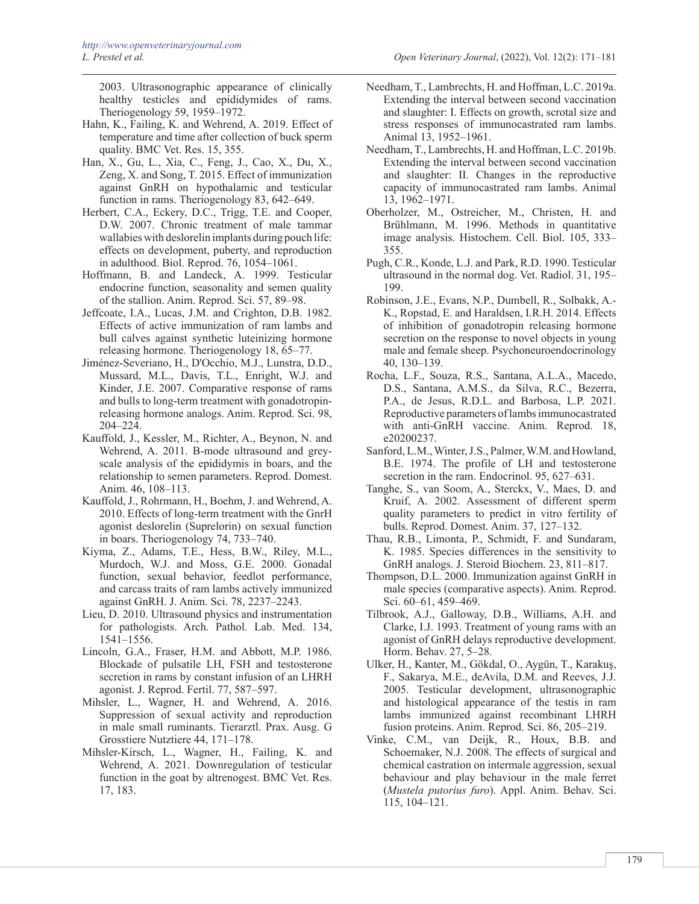2003. Ultrasonographic appearance of clinically healthy testicles and epididymides of rams. Theriogenology 59, 1959–1972.

Hahn, K., Failing, K. and Wehrend, A. 2019. Effect of temperature and time after collection of buck sperm quality. BMC Vet. Res. 15, 355.

Han, X., Gu, L., Xia, C., Feng, J., Cao, X., Du, X., Zeng, X. and Song, T. 2015. Effect of immunization against GnRH on hypothalamic and testicular function in rams. Theriogenology 83, 642–649.

Herbert, C.A., Eckery, D.C., Trigg, T.E. and Cooper, D.W. 2007. Chronic treatment of male tammar wallabies with deslorelin implants during pouch life: effects on development, puberty, and reproduction in adulthood. Biol. Reprod. 76, 1054–1061.

Hoffmann, B. and Landeck, A. 1999. Testicular endocrine function, seasonality and semen quality of the stallion. Anim. Reprod. Sci. 57, 89–98.

Jeffcoate, I.A., Lucas, J.M. and Crighton, D.B. 1982. Effects of active immunization of ram lambs and bull calves against synthetic luteinizing hormone releasing hormone. Theriogenology 18, 65–77.

Jiménez-Severiano, H., D'Occhio, M.J., Lunstra, D.D., Mussard, M.L., Davis, T.L., Enright, W.J. and Kinder, J.E. 2007. Comparative response of rams and bulls to long-term treatment with gonadotropin-releasing hormone analogs. Anim. Reprod. Sci. 98, 204–224.

Kauffold, J., Kessler, M., Richter, A., Beynon, N. and Wehrend, A. 2011. B-mode ultrasound and grey-scale analysis of the epididymis in boars, and the relationship to semen parameters. Reprod. Domest. Anim. 46, 108–113.

Kauffold, J., Rohrmann, H., Boehm, J. and Wehrend, A. 2010. Effects of long-term treatment with the GnrH agonist deslorelin (Suprelorin) on sexual function in boars. Theriogenology 74, 733–740.

Kiyma, Z., Adams, T.E., Hess, B.W., Riley, M.L., Murdoch, W.J. and Moss, G.E. 2000. Gonadal function, sexual behavior, feedlot performance, and carcass traits of ram lambs actively immunized against GnRH. J. Anim. Sci. 78, 2237–2243.

Lieu, D. 2010. Ultrasound physics and instrumentation for pathologists. Arch. Pathol. Lab. Med. 134, 1541–1556.

Lincoln, G.A., Fraser, H.M. and Abbott, M.P. 1986. Blockade of pulsatile LH, FSH and testosterone secretion in rams by constant infusion of an LHRH agonist. J. Reprod. Fertil. 77, 587–597.

Mihsler, L., Wagner, H. and Wehrend, A. 2016. Suppression of sexual activity and reproduction in male small ruminants. Tierarztl. Prax. Ausg. G Grosstiere Nutztiere 44, 171–178.

Mihsler-Kirsch, L., Wagner, H., Failing, K. and Wehrend, A. 2021. Downregulation of testicular function in the goat by altrenogest. BMC Vet. Res. 17, 183.

Needham, T., Lambrechts, H. and Hoffman, L.C. 2019a. Extending the interval between second vaccination and slaughter: I. Effects on growth, scrotal size and stress responses of immunocastrated ram lambs. Animal 13, 1952–1961.

Needham, T., Lambrechts, H. and Hoffman, L.C. 2019b. Extending the interval between second vaccination and slaughter: II. Changes in the reproductive capacity of immunocastrated ram lambs. Animal 13, 1962–1971.

Oberholzer, M., Ostreicher, M., Christen, H. and Brühlmann, M. 1996. Methods in quantitative image analysis. Histochem. Cell. Biol. 105, 333–355.

Pugh, C.R., Konde, L.J. and Park, R.D. 1990. Testicular ultrasound in the normal dog. Vet. Radiol. 31, 195–199.

Robinson, J.E., Evans, N.P., Dumbell, R., Solbakk, A.-K., Ropstad, E. and Haraldsen, I.R.H. 2014. Effects of inhibition of gonadotropin releasing hormone secretion on the response to novel objects in young male and female sheep. Psychoneuroendocrinology 40, 130–139.

Rocha, L.F., Souza, R.S., Santana, A.L.A., Macedo, D.S., Santana, A.M.S., da Silva, R.C., Bezerra, P.A., de Jesus, R.D.L. and Barbosa, L.P. 2021. Reproductive parameters of lambs immunocastrated with anti-GnRH vaccine. Anim. Reprod. 18, e20200237.

Sanford, L.M., Winter, J.S., Palmer, W.M. and Howland, B.E. 1974. The profile of LH and testosterone secretion in the ram. Endocrinol. 95, 627–631.

Tanghe, S., van Soom, A., Sterckx, V., Maes, D. and Kruif, A. 2002. Assessment of different sperm quality parameters to predict in vitro fertility of bulls. Reprod. Domest. Anim. 37, 127–132.

Thau, R.B., Limonta, P., Schmidt, F. and Sundaram, K. 1985. Species differences in the sensitivity to GnRH analogs. J. Steroid Biochem. 23, 811–817.

Thompson, D.L. 2000. Immunization against GnRH in male species (comparative aspects). Anim. Reprod. Sci. 60–61, 459–469.

Tilbrook, A.J., Galloway, D.B., Williams, A.H. and Clarke, I.J. 1993. Treatment of young rams with an agonist of GnRH delays reproductive development. Horm. Behav. 27, 5–28.

Ulker, H., Kanter, M., Gökdal, O., Aygün, T., Karakuş, F., Sakarya, M.E., deAvila, D.M. and Reeves, J.J. 2005. Testicular development, ultrasonographic and histological appearance of the testis in ram lambs immunized against recombinant LHRH fusion proteins. Anim. Reprod. Sci. 86, 205–219.

Vinke, C.M., van Deijk, R., Houx, B.B. and Schoemaker, N.J. 2008. The effects of surgical and chemical castration on intermale aggression, sexual behaviour and play behaviour in the male ferret (*Mustela putorius furo*). Appl. Anim. Behav. Sci. 115, 104–121.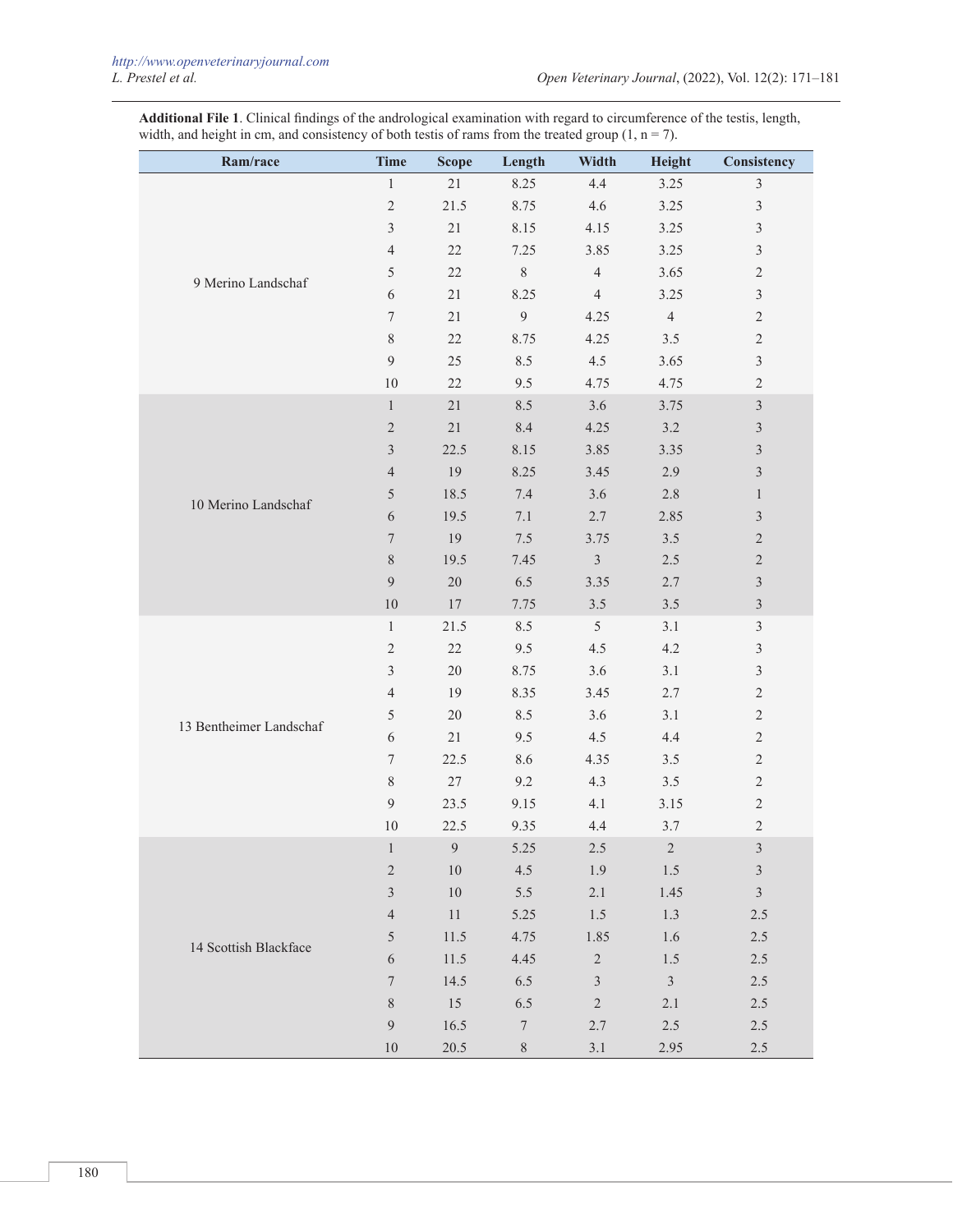**Additional File 1**. Clinical findings of the andrological examination with regard to circumference of the testis, length, width, and height in cm, and consistency of both testis of rams from the treated group (1, n = 7).

| Ram/race | Time | Scope | Length | Width | Height | Consistency |
|---|---|---|---|---|---|---|
| 9 Merino Landschaf | 1 | 21 | 8.25 | 4.4 | 3.25 | 3 |
| | 2 | 21.5 | 8.75 | 4.6 | 3.25 | 3 |
| | 3 | 21 | 8.15 | 4.15 | 3.25 | 3 |
| | 4 | 22 | 7.25 | 3.85 | 3.25 | 3 |
| | 5 | 22 | 8 | 4 | 3.65 | 2 |
| | 6 | 21 | 8.25 | 4 | 3.25 | 3 |
| | 7 | 21 | 9 | 4.25 | 4 | 2 |
| | 8 | 22 | 8.75 | 4.25 | 3.5 | 2 |
| | 9 | 25 | 8.5 | 4.5 | 3.65 | 3 |
| | 10 | 22 | 9.5 | 4.75 | 4.75 | 2 |
| 10 Merino Landschaf | 1 | 21 | 8.5 | 3.6 | 3.75 | 3 |
| | 2 | 21 | 8.4 | 4.25 | 3.2 | 3 |
| | 3 | 22.5 | 8.15 | 3.85 | 3.35 | 3 |
| | 4 | 19 | 8.25 | 3.45 | 2.9 | 3 |
| | 5 | 18.5 | 7.4 | 3.6 | 2.8 | 1 |
| | 6 | 19.5 | 7.1 | 2.7 | 2.85 | 3 |
| | 7 | 19 | 7.5 | 3.75 | 3.5 | 2 |
| | 8 | 19.5 | 7.45 | 3 | 2.5 | 2 |
| | 9 | 20 | 6.5 | 3.35 | 2.7 | 3 |
| | 10 | 17 | 7.75 | 3.5 | 3.5 | 3 |
| 13 Bentheimer Landschaf | 1 | 21.5 | 8.5 | 5 | 3.1 | 3 |
| | 2 | 22 | 9.5 | 4.5 | 4.2 | 3 |
| | 3 | 20 | 8.75 | 3.6 | 3.1 | 3 |
| | 4 | 19 | 8.35 | 3.45 | 2.7 | 2 |
| | 5 | 20 | 8.5 | 3.6 | 3.1 | 2 |
| | 6 | 21 | 9.5 | 4.5 | 4.4 | 2 |
| | 7 | 22.5 | 8.6 | 4.35 | 3.5 | 2 |
| | 8 | 27 | 9.2 | 4.3 | 3.5 | 2 |
| | 9 | 23.5 | 9.15 | 4.1 | 3.15 | 2 |
| | 10 | 22.5 | 9.35 | 4.4 | 3.7 | 2 |
| 14 Scottish Blackface | 1 | 9 | 5.25 | 2.5 | 2 | 3 |
| | 2 | 10 | 4.5 | 1.9 | 1.5 | 3 |
| | 3 | 10 | 5.5 | 2.1 | 1.45 | 3 |
| | 4 | 11 | 5.25 | 1.5 | 1.3 | 2.5 |
| | 5 | 11.5 | 4.75 | 1.85 | 1.6 | 2.5 |
| | 6 | 11.5 | 4.45 | 2 | 1.5 | 2.5 |
| | 7 | 14.5 | 6.5 | 3 | 3 | 2.5 |
| | 8 | 15 | 6.5 | 2 | 2.1 | 2.5 |
| | 9 | 16.5 | 7 | 2.7 | 2.5 | 2.5 |
| | 10 | 20.5 | 8 | 3.1 | 2.95 | 2.5 |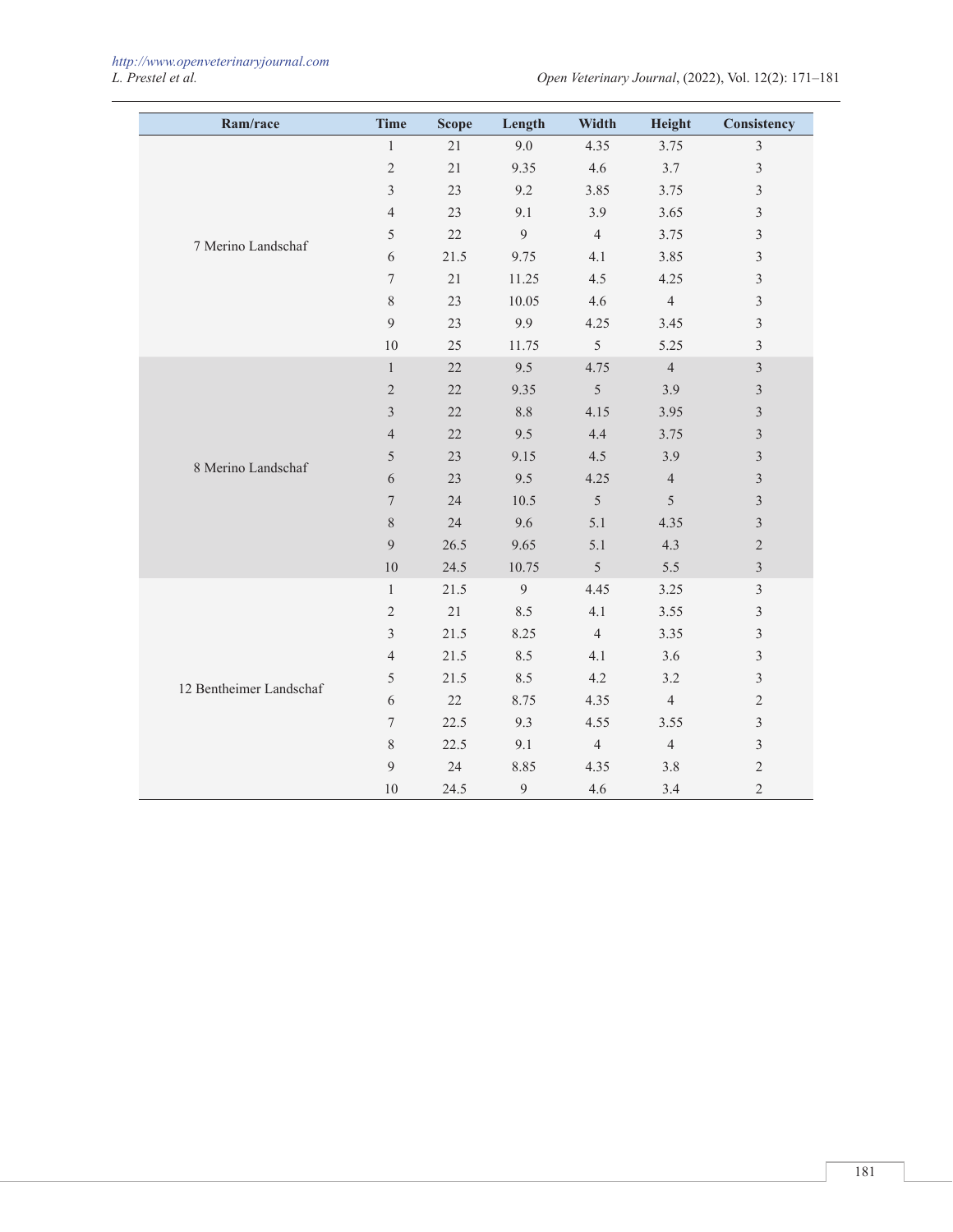| Ram/race | Time | Scope | Length | Width | Height | Consistency |
|---|---|---|---|---|---|---|
| 7 Merino Landschaf | 1 | 21 | 9.0 | 4.35 | 3.75 | 3 |
| | 2 | 21 | 9.35 | 4.6 | 3.7 | 3 |
| | 3 | 23 | 9.2 | 3.85 | 3.75 | 3 |
| | 4 | 23 | 9.1 | 3.9 | 3.65 | 3 |
| | 5 | 22 | 9 | 4 | 3.75 | 3 |
| | 6 | 21.5 | 9.75 | 4.1 | 3.85 | 3 |
| | 7 | 21 | 11.25 | 4.5 | 4.25 | 3 |
| | 8 | 23 | 10.05 | 4.6 | 4 | 3 |
| | 9 | 23 | 9.9 | 4.25 | 3.45 | 3 |
| | 10 | 25 | 11.75 | 5 | 5.25 | 3 |
| 8 Merino Landschaf | 1 | 22 | 9.5 | 4.75 | 4 | 3 |
| | 2 | 22 | 9.35 | 5 | 3.9 | 3 |
| | 3 | 22 | 8.8 | 4.15 | 3.95 | 3 |
| | 4 | 22 | 9.5 | 4.4 | 3.75 | 3 |
| | 5 | 23 | 9.15 | 4.5 | 3.9 | 3 |
| | 6 | 23 | 9.5 | 4.25 | 4 | 3 |
| | 7 | 24 | 10.5 | 5 | 5 | 3 |
| | 8 | 24 | 9.6 | 5.1 | 4.35 | 3 |
| | 9 | 26.5 | 9.65 | 5.1 | 4.3 | 2 |
| | 10 | 24.5 | 10.75 | 5 | 5.5 | 3 |
| 12 Bentheimer Landschaf | 1 | 21.5 | 9 | 4.45 | 3.25 | 3 |
| | 2 | 21 | 8.5 | 4.1 | 3.55 | 3 |
| | 3 | 21.5 | 8.25 | 4 | 3.35 | 3 |
| | 4 | 21.5 | 8.5 | 4.1 | 3.6 | 3 |
| | 5 | 21.5 | 8.5 | 4.2 | 3.2 | 3 |
| | 6 | 22 | 8.75 | 4.35 | 4 | 2 |
| | 7 | 22.5 | 9.3 | 4.55 | 3.55 | 3 |
| | 8 | 22.5 | 9.1 | 4 | 4 | 3 |
| | 9 | 24 | 8.85 | 4.35 | 3.8 | 2 |
| | 10 | 24.5 | 9 | 4.6 | 3.4 | 2 |